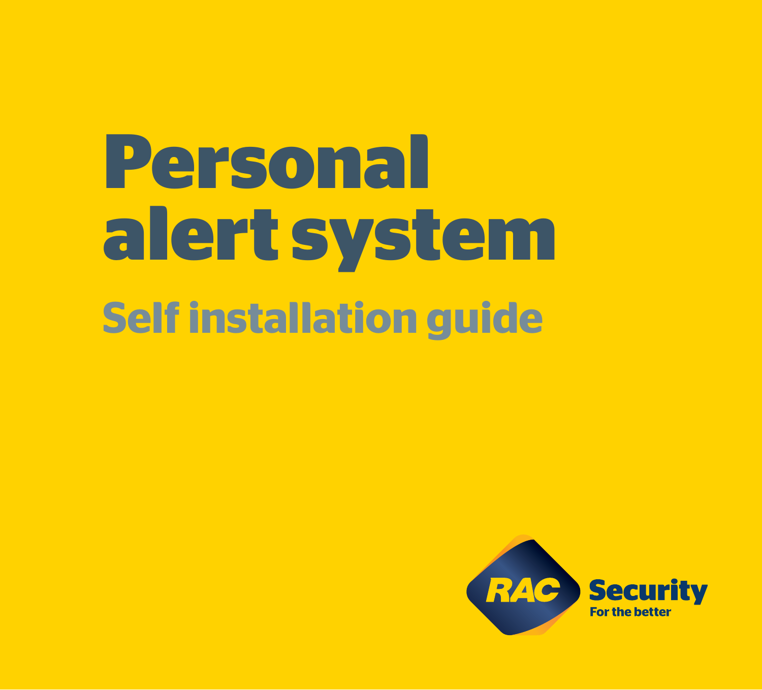# Personal alert system

## Self installation guide

RAC Security

For the better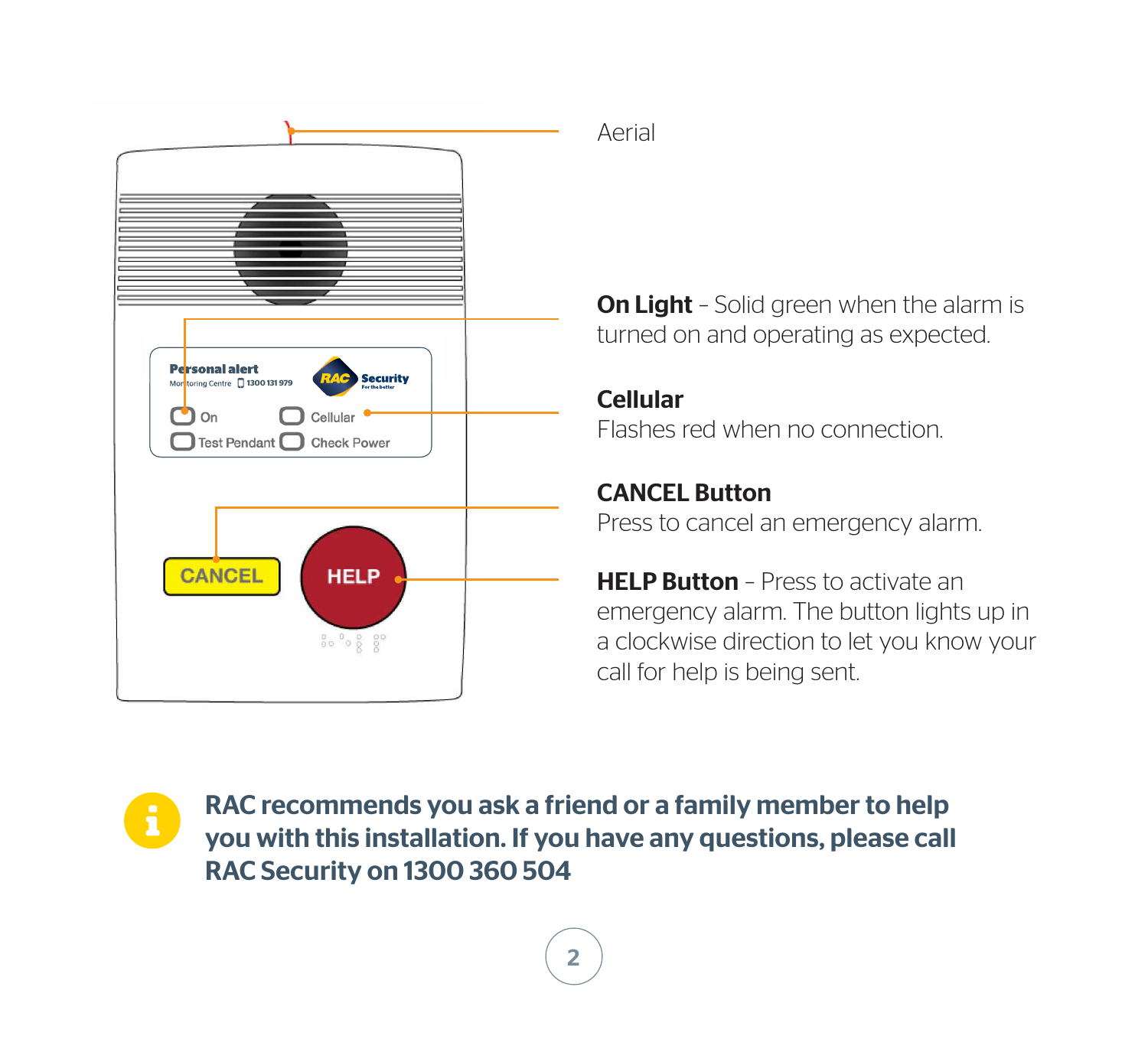Aerial

**On Light** – Solid green when the alarm is turned on and operating as expected.

**Cellular**
Flashes red when no connection.

**CANCEL Button**
Press to cancel an emergency alarm.

**HELP Button** – Press to activate an emergency alarm. The button lights up in a clockwise direction to let you know your call for help is being sent.

**RAC recommends you ask a friend or a family member to help you with this installation. If you have any questions, please call RAC Security on 1300 360 504**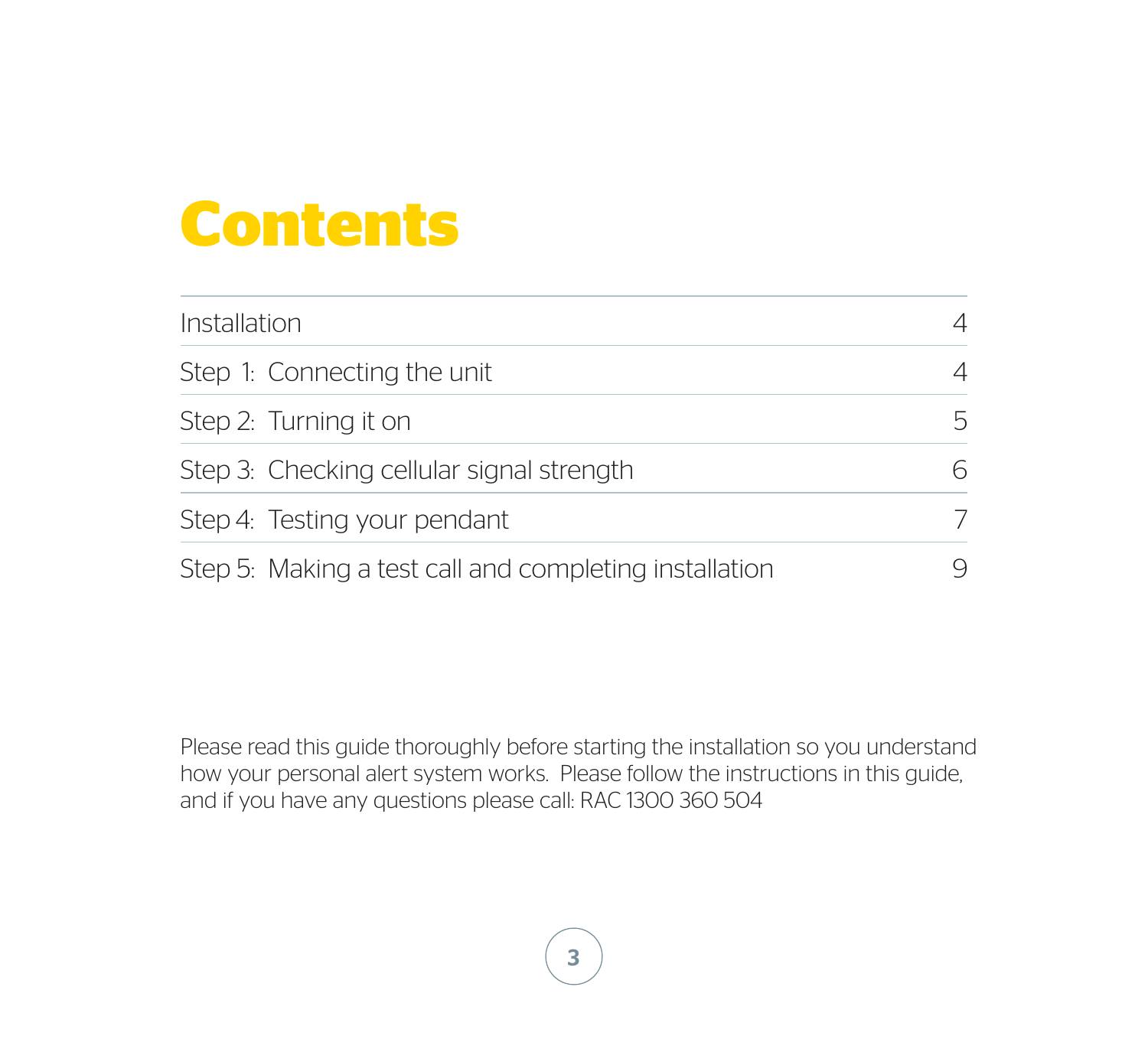# Contents

| | |
|---|---|
| Installation | 4 |
| Step 1: Connecting the unit | 4 |
| Step 2: Turning it on | 5 |
| Step 3: Checking cellular signal strength | 6 |
| Step 4: Testing your pendant | 7 |
| Step 5: Making a test call and completing installation | 9 |

Please read this guide thoroughly before starting the installation so you understand how your personal alert system works. Please follow the instructions in this guide, and if you have any questions please call: RAC 1300 360 504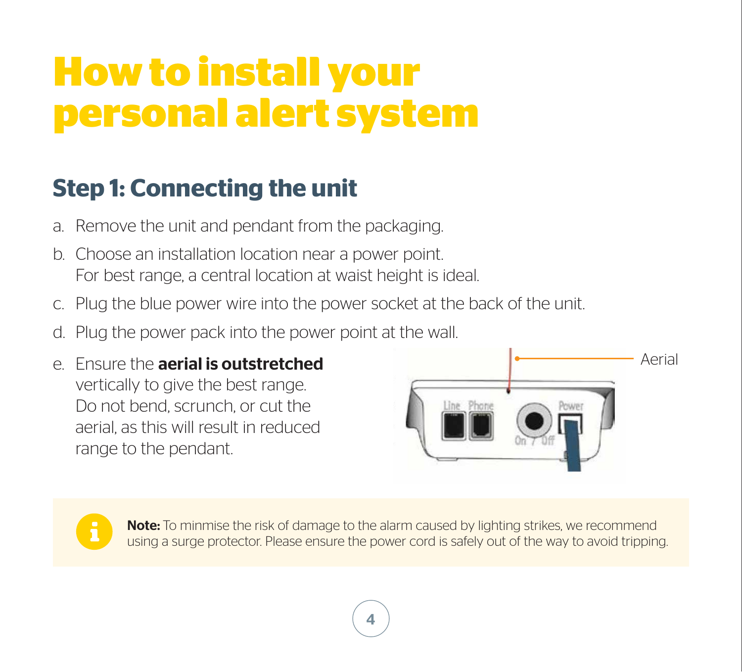# How to install your personal alert system

## Step 1: Connecting the unit

a. Remove the unit and pendant from the packaging.

b. Choose an installation location near a power point. For best range, a central location at waist height is ideal.

c. Plug the blue power wire into the power socket at the back of the unit.

d. Plug the power pack into the power point at the wall.

e. Ensure the **aerial is outstretched** vertically to give the best range. Do not bend, scrunch, or cut the aerial, as this will result in reduced range to the pendant.

Aerial

**Note:** To minmise the risk of damage to the alarm caused by lighting strikes, we recommend using a surge protector. Please ensure the power cord is safely out of the way to avoid tripping.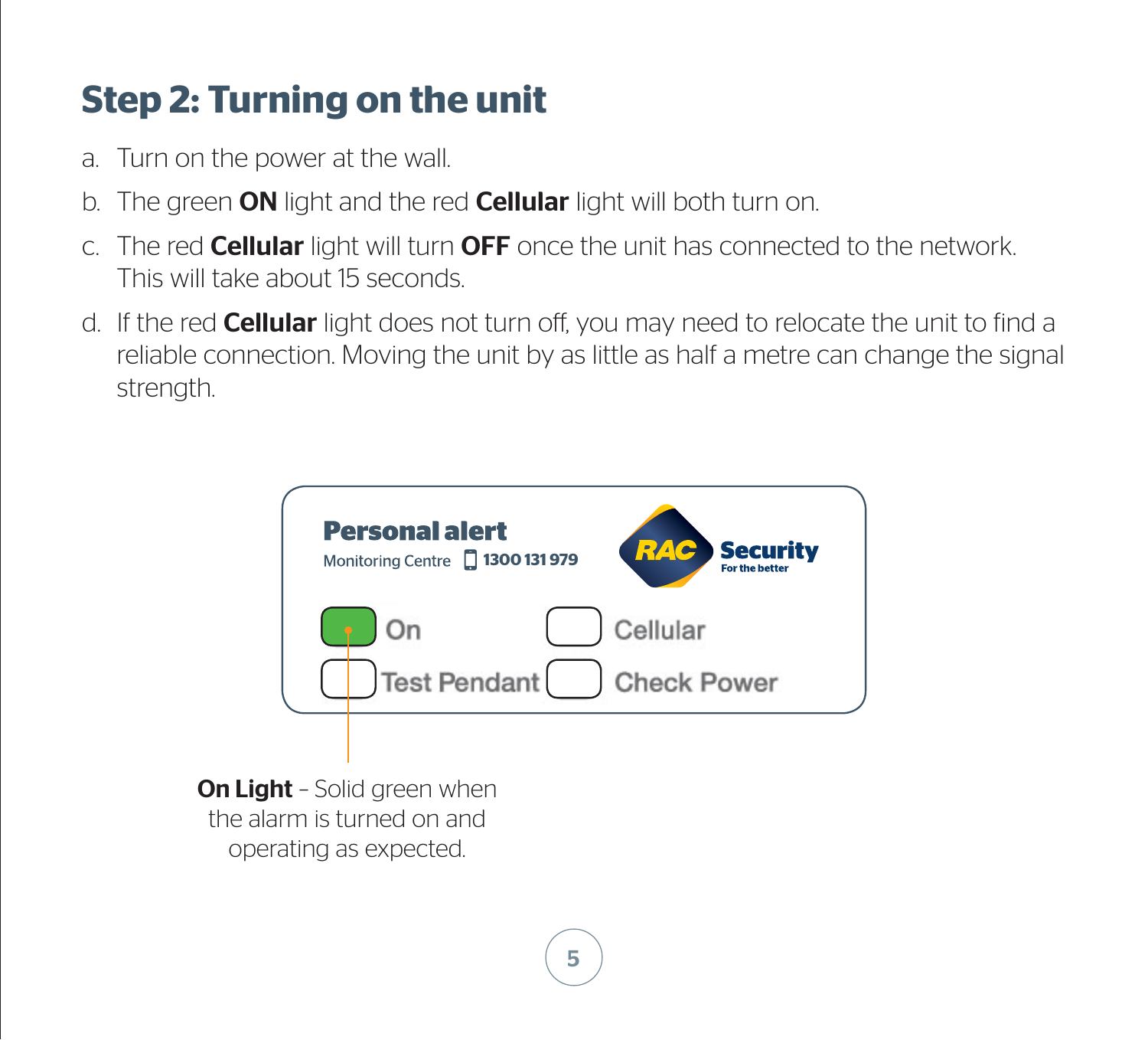# Step 2: Turning on the unit

a. Turn on the power at the wall.

b. The green **ON** light and the red **Cellular** light will both turn on.

c. The red **Cellular** light will turn **OFF** once the unit has connected to the network. This will take about 15 seconds.

d. If the red **Cellular** light does not turn off, you may need to relocate the unit to find a reliable connection. Moving the unit by as little as half a metre can change the signal strength.

**Personal alert**
Monitoring Centre 1300 131 979

RAC Security For the better

On
Cellular
Test Pendant
Check Power

**On Light** – Solid green when the alarm is turned on and operating as expected.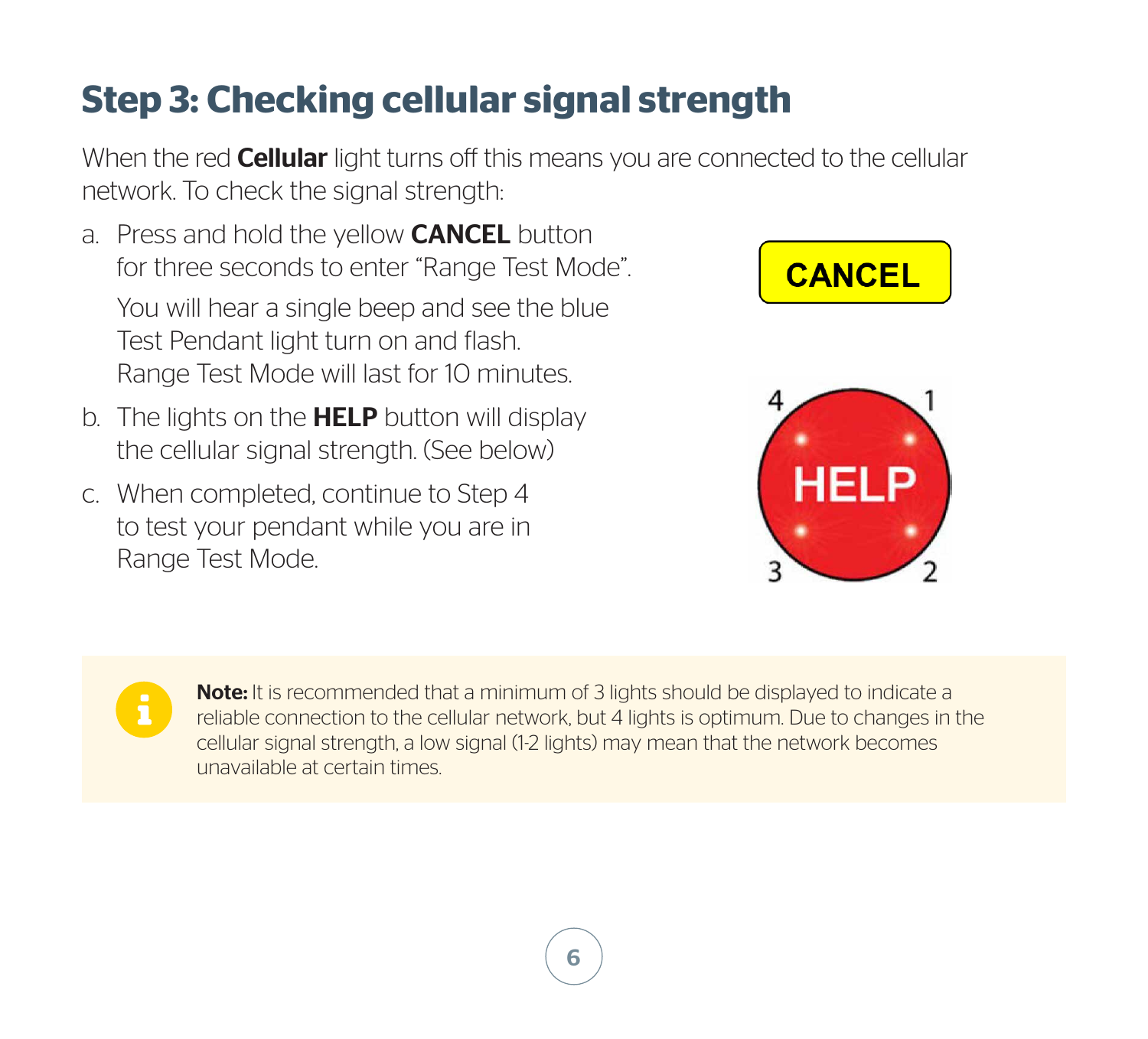## Step 3: Checking cellular signal strength

When the red **Cellular** light turns off this means you are connected to the cellular network. To check the signal strength:

a. Press and hold the yellow **CANCEL** button for three seconds to enter "Range Test Mode".

   You will hear a single beep and see the blue Test Pendant light turn on and flash. Range Test Mode will last for 10 minutes.

b. The lights on the **HELP** button will display the cellular signal strength. (See below)

c. When completed, continue to Step 4 to test your pendant while you are in Range Test Mode.

CANCEL

4 1
HELP
3 2

**Note:** It is recommended that a minimum of 3 lights should be displayed to indicate a reliable connection to the cellular network, but 4 lights is optimum. Due to changes in the cellular signal strength, a low signal (1-2 lights) may mean that the network becomes unavailable at certain times.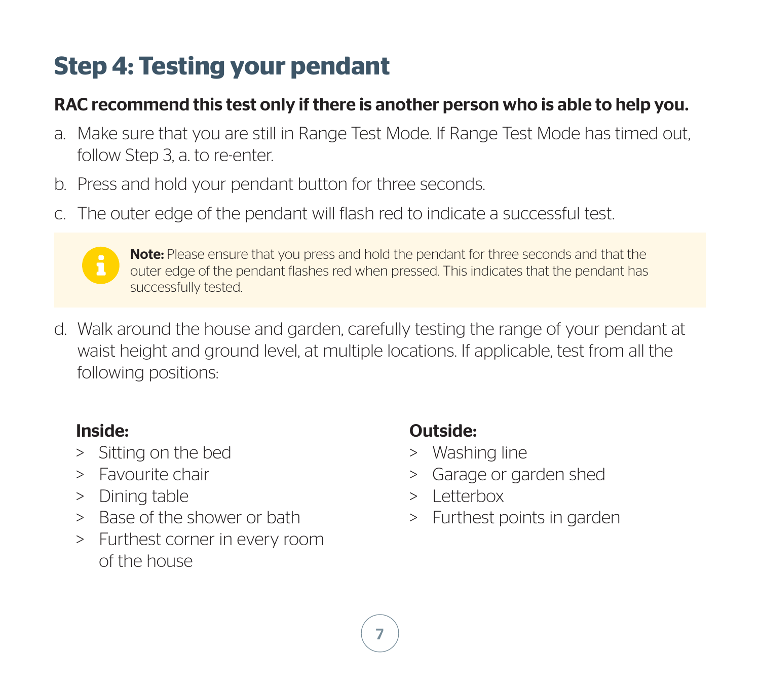# Step 4: Testing your pendant

**RAC recommend this test only if there is another person who is able to help you.**

a. Make sure that you are still in Range Test Mode. If Range Test Mode has timed out, follow Step 3, a. to re-enter.

b. Press and hold your pendant button for three seconds.

c. The outer edge of the pendant will flash red to indicate a successful test.

> **Note:** Please ensure that you press and hold the pendant for three seconds and that the outer edge of the pendant flashes red when pressed. This indicates that the pendant has successfully tested.

d. Walk around the house and garden, carefully testing the range of your pendant at waist height and ground level, at multiple locations. If applicable, test from all the following positions:

**Inside:**

- Sitting on the bed
- Favourite chair
- Dining table
- Base of the shower or bath
- Furthest corner in every room of the house

**Outside:**

- Washing line
- Garage or garden shed
- Letterbox
- Furthest points in garden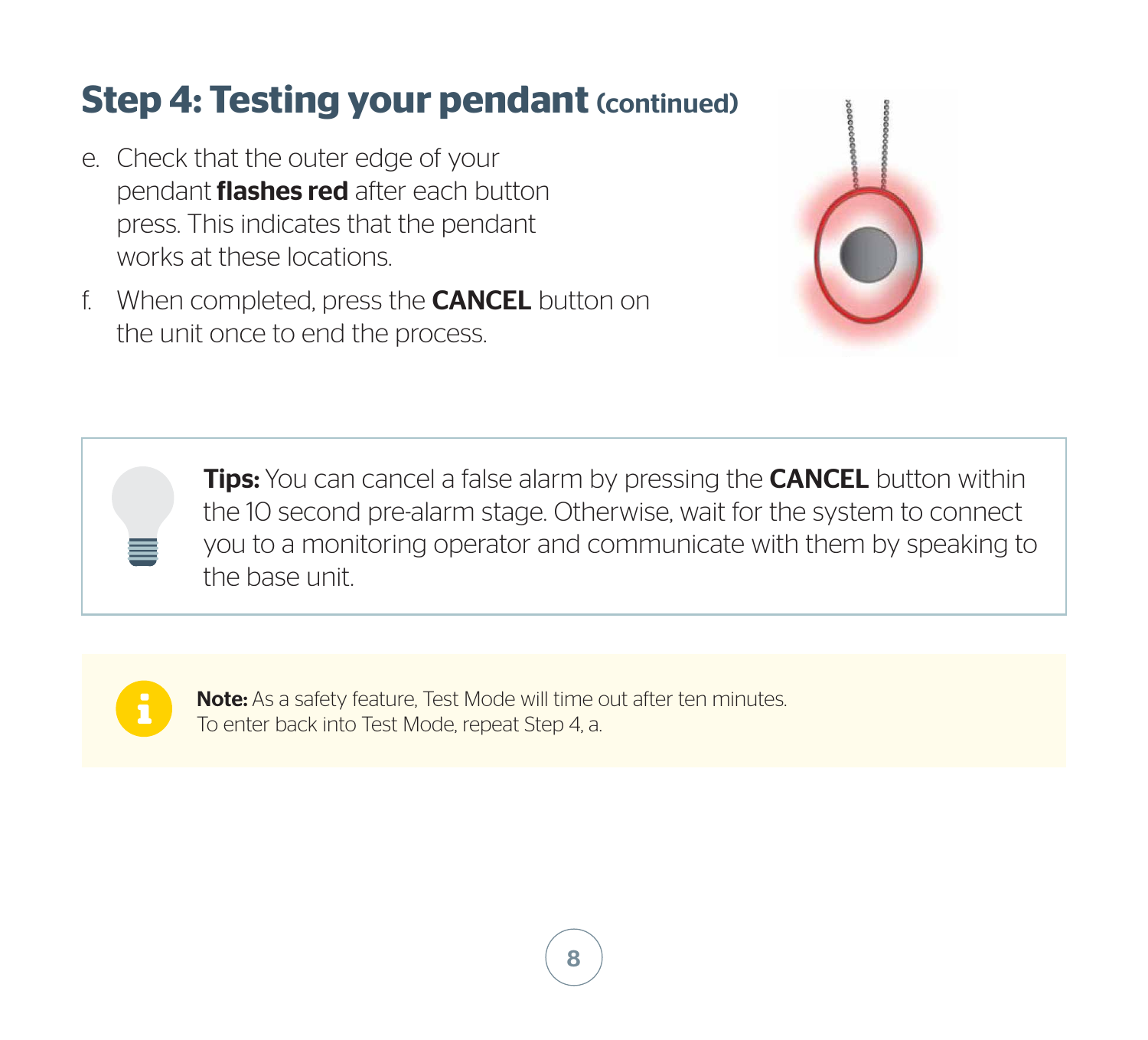## Step 4: Testing your pendant (continued)

e. Check that the outer edge of your pendant **flashes red** after each button press. This indicates that the pendant works at these locations.

f. When completed, press the **CANCEL** button on the unit once to end the process.

**Tips:** You can cancel a false alarm by pressing the **CANCEL** button within the 10 second pre-alarm stage. Otherwise, wait for the system to connect you to a monitoring operator and communicate with them by speaking to the base unit.

**Note:** As a safety feature, Test Mode will time out after ten minutes. To enter back into Test Mode, repeat Step 4, a.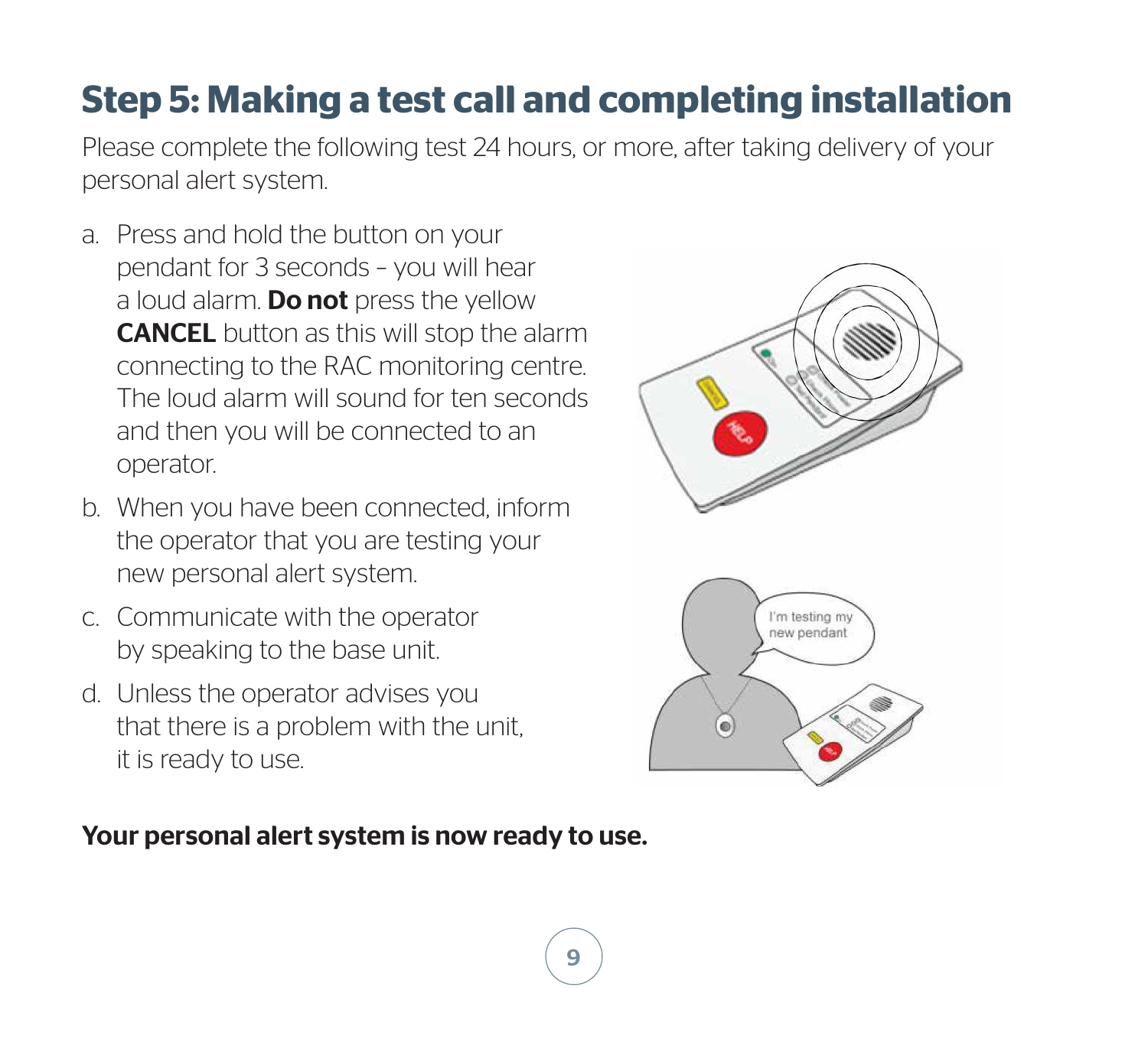## Step 5: Making a test call and completing installation

Please complete the following test 24 hours, or more, after taking delivery of your personal alert system.

a. Press and hold the button on your pendant for 3 seconds – you will hear a loud alarm. **Do not** press the yellow **CANCEL** button as this will stop the alarm connecting to the RAC monitoring centre. The loud alarm will sound for ten seconds and then you will be connected to an operator.

b. When you have been connected, inform the operator that you are testing your new personal alert system.

c. Communicate with the operator by speaking to the base unit.

d. Unless the operator advises you that there is a problem with the unit, it is ready to use.

**Your personal alert system is now ready to use.**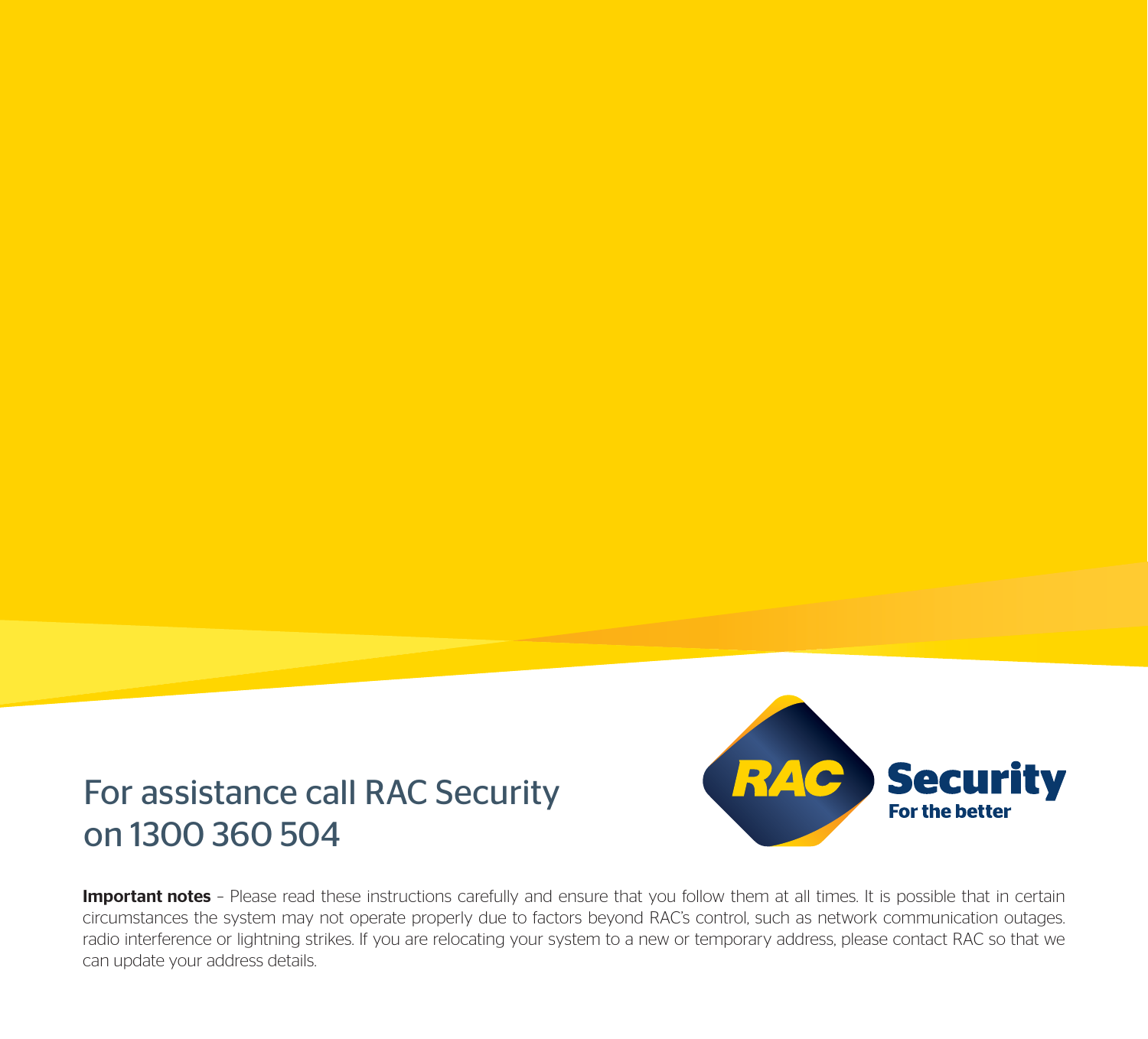For assistance call RAC Security on 1300 360 504

RAC Security

For the better

**Important notes** – Please read these instructions carefully and ensure that you follow them at all times. It is possible that in certain circumstances the system may not operate properly due to factors beyond RAC's control, such as network communication outages. radio interference or lightning strikes. If you are relocating your system to a new or temporary address, please contact RAC so that we can update your address details.